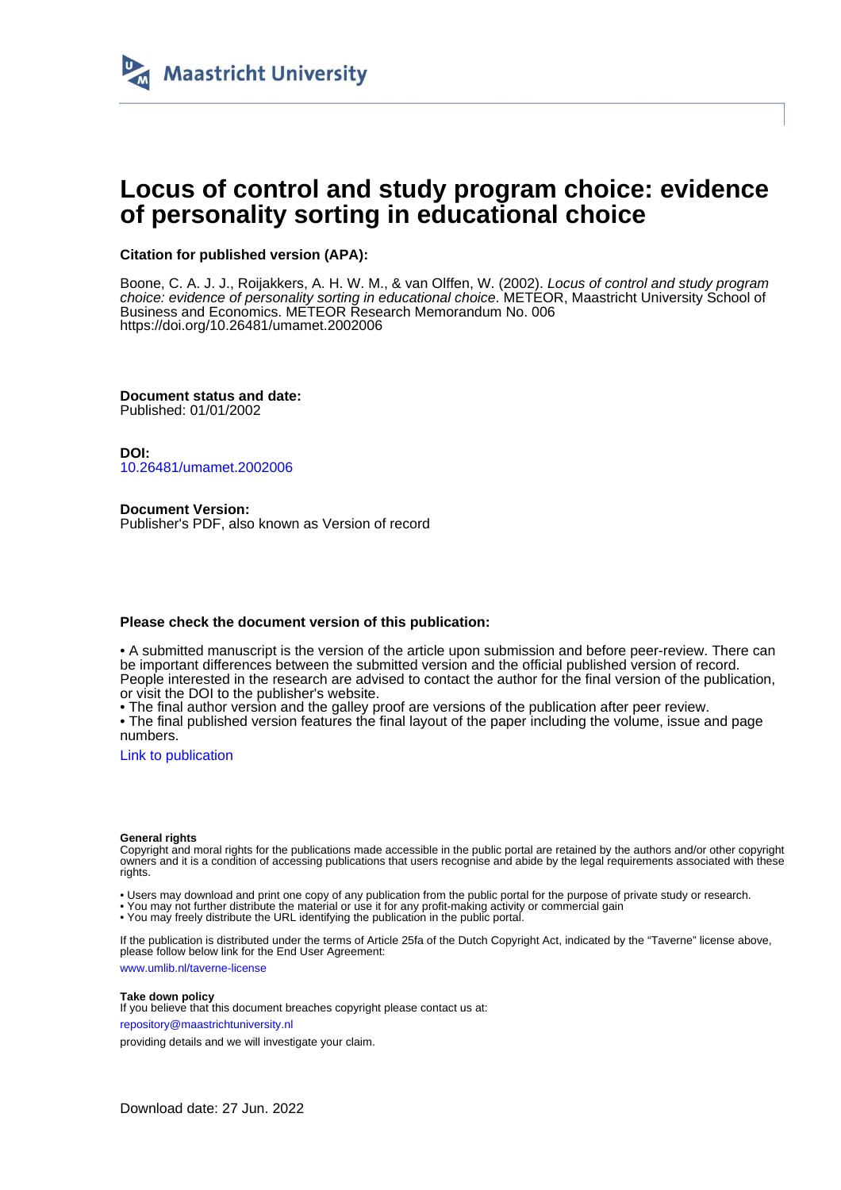# Locus of control and study program choice: evidence of personality sorting in educational choice

**Citation for published version (APA):**

Boone, C. A. J. J., Roijakkers, A. H. W. M., & van Olffen, W. (2002). *Locus of control and study program choice: evidence of personality sorting in educational choice*. METEOR, Maastricht University School of Business and Economics. METEOR Research Memorandum No. 006
https://doi.org/10.26481/umamet.2002006

**Document status and date:**
Published: 01/01/2002

**DOI:**
10.26481/umamet.2002006

**Document Version:**
Publisher's PDF, also known as Version of record

**Please check the document version of this publication:**

• A submitted manuscript is the version of the article upon submission and before peer-review. There can be important differences between the submitted version and the official published version of record. People interested in the research are advised to contact the author for the final version of the publication, or visit the DOI to the publisher's website.
• The final author version and the galley proof are versions of the publication after peer review.
• The final published version features the final layout of the paper including the volume, issue and page numbers.

Link to publication

**General rights**
Copyright and moral rights for the publications made accessible in the public portal are retained by the authors and/or other copyright owners and it is a condition of accessing publications that users recognise and abide by the legal requirements associated with these rights.

• Users may download and print one copy of any publication from the public portal for the purpose of private study or research.
• You may not further distribute the material or use it for any profit-making activity or commercial gain
• You may freely distribute the URL identifying the publication in the public portal.

If the publication is distributed under the terms of Article 25fa of the Dutch Copyright Act, indicated by the "Taverne" license above, please follow below link for the End User Agreement:

www.umlib.nl/taverne-license

**Take down policy**
If you believe that this document breaches copyright please contact us at:

repository@maastrichtuniversity.nl

providing details and we will investigate your claim.

Download date: 27 Jun. 2022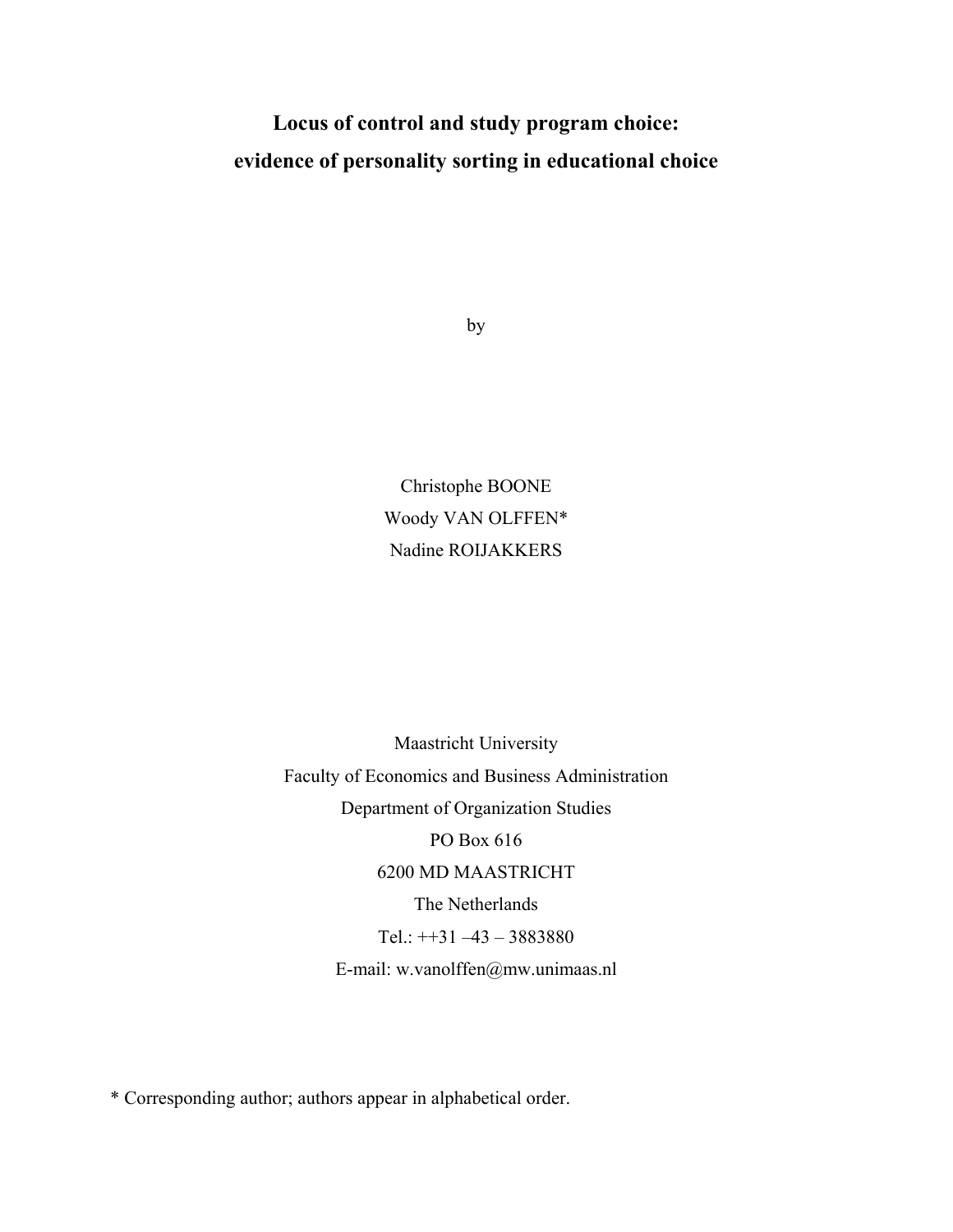# Locus of control and study program choice: evidence of personality sorting in educational choice

by

Christophe BOONE

Woody VAN OLFFEN*

Nadine ROIJAKKERS

Maastricht University

Faculty of Economics and Business Administration

Department of Organization Studies

PO Box 616

6200 MD MAASTRICHT

The Netherlands

Tel.: ++31 –43 – 3883880

E-mail: w.vanolffen@mw.unimaas.nl

* Corresponding author; authors appear in alphabetical order.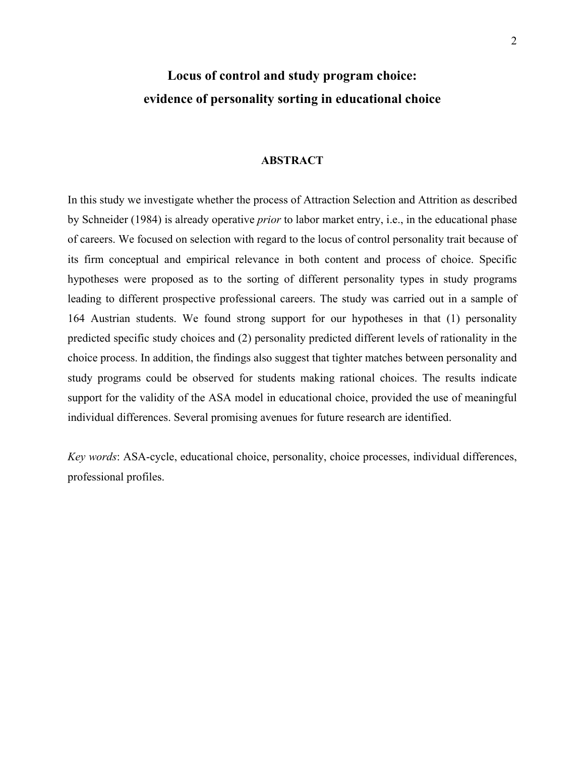# Locus of control and study program choice: evidence of personality sorting in educational choice

## ABSTRACT

In this study we investigate whether the process of Attraction Selection and Attrition as described by Schneider (1984) is already operative *prior* to labor market entry, i.e., in the educational phase of careers. We focused on selection with regard to the locus of control personality trait because of its firm conceptual and empirical relevance in both content and process of choice. Specific hypotheses were proposed as to the sorting of different personality types in study programs leading to different prospective professional careers. The study was carried out in a sample of 164 Austrian students. We found strong support for our hypotheses in that (1) personality predicted specific study choices and (2) personality predicted different levels of rationality in the choice process. In addition, the findings also suggest that tighter matches between personality and study programs could be observed for students making rational choices. The results indicate support for the validity of the ASA model in educational choice, provided the use of meaningful individual differences. Several promising avenues for future research are identified.

*Key words*: ASA-cycle, educational choice, personality, choice processes, individual differences, professional profiles.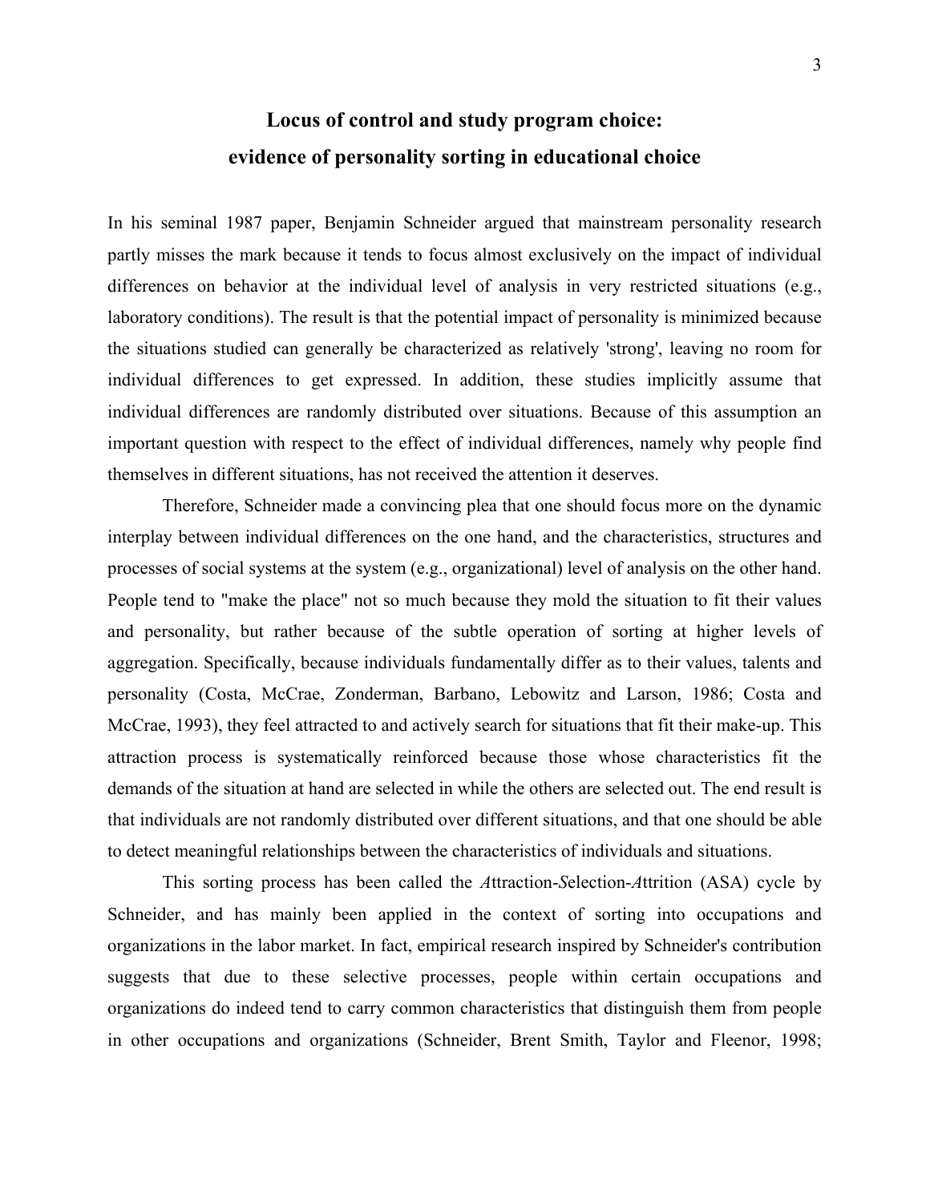# Locus of control and study program choice: evidence of personality sorting in educational choice

In his seminal 1987 paper, Benjamin Schneider argued that mainstream personality research partly misses the mark because it tends to focus almost exclusively on the impact of individual differences on behavior at the individual level of analysis in very restricted situations (e.g., laboratory conditions). The result is that the potential impact of personality is minimized because the situations studied can generally be characterized as relatively 'strong', leaving no room for individual differences to get expressed. In addition, these studies implicitly assume that individual differences are randomly distributed over situations. Because of this assumption an important question with respect to the effect of individual differences, namely why people find themselves in different situations, has not received the attention it deserves.

Therefore, Schneider made a convincing plea that one should focus more on the dynamic interplay between individual differences on the one hand, and the characteristics, structures and processes of social systems at the system (e.g., organizational) level of analysis on the other hand. People tend to "make the place" not so much because they mold the situation to fit their values and personality, but rather because of the subtle operation of sorting at higher levels of aggregation. Specifically, because individuals fundamentally differ as to their values, talents and personality (Costa, McCrae, Zonderman, Barbano, Lebowitz and Larson, 1986; Costa and McCrae, 1993), they feel attracted to and actively search for situations that fit their make-up. This attraction process is systematically reinforced because those whose characteristics fit the demands of the situation at hand are selected in while the others are selected out. The end result is that individuals are not randomly distributed over different situations, and that one should be able to detect meaningful relationships between the characteristics of individuals and situations.

This sorting process has been called the *A*ttraction-*S*election-*A*ttrition (ASA) cycle by Schneider, and has mainly been applied in the context of sorting into occupations and organizations in the labor market. In fact, empirical research inspired by Schneider's contribution suggests that due to these selective processes, people within certain occupations and organizations do indeed tend to carry common characteristics that distinguish them from people in other occupations and organizations (Schneider, Brent Smith, Taylor and Fleenor, 1998;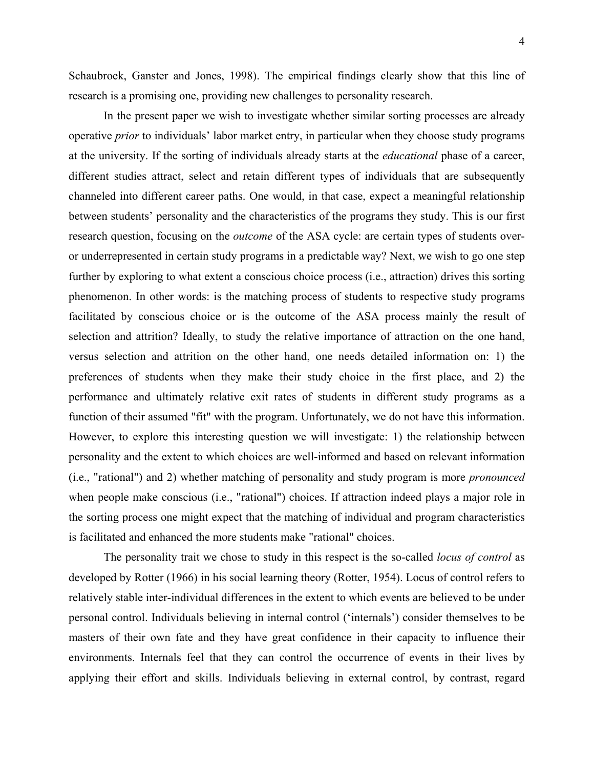Schaubroek, Ganster and Jones, 1998). The empirical findings clearly show that this line of research is a promising one, providing new challenges to personality research.

In the present paper we wish to investigate whether similar sorting processes are already operative *prior* to individuals' labor market entry, in particular when they choose study programs at the university. If the sorting of individuals already starts at the *educational* phase of a career, different studies attract, select and retain different types of individuals that are subsequently channeled into different career paths. One would, in that case, expect a meaningful relationship between students' personality and the characteristics of the programs they study. This is our first research question, focusing on the *outcome* of the ASA cycle: are certain types of students over- or underrepresented in certain study programs in a predictable way? Next, we wish to go one step further by exploring to what extent a conscious choice process (i.e., attraction) drives this sorting phenomenon. In other words: is the matching process of students to respective study programs facilitated by conscious choice or is the outcome of the ASA process mainly the result of selection and attrition? Ideally, to study the relative importance of attraction on the one hand, versus selection and attrition on the other hand, one needs detailed information on: 1) the preferences of students when they make their study choice in the first place, and 2) the performance and ultimately relative exit rates of students in different study programs as a function of their assumed "fit" with the program. Unfortunately, we do not have this information. However, to explore this interesting question we will investigate: 1) the relationship between personality and the extent to which choices are well-informed and based on relevant information (i.e., "rational") and 2) whether matching of personality and study program is more *pronounced* when people make conscious (i.e., "rational") choices. If attraction indeed plays a major role in the sorting process one might expect that the matching of individual and program characteristics is facilitated and enhanced the more students make "rational" choices.

The personality trait we chose to study in this respect is the so-called *locus of control* as developed by Rotter (1966) in his social learning theory (Rotter, 1954). Locus of control refers to relatively stable inter-individual differences in the extent to which events are believed to be under personal control. Individuals believing in internal control ('internals') consider themselves to be masters of their own fate and they have great confidence in their capacity to influence their environments. Internals feel that they can control the occurrence of events in their lives by applying their effort and skills. Individuals believing in external control, by contrast, regard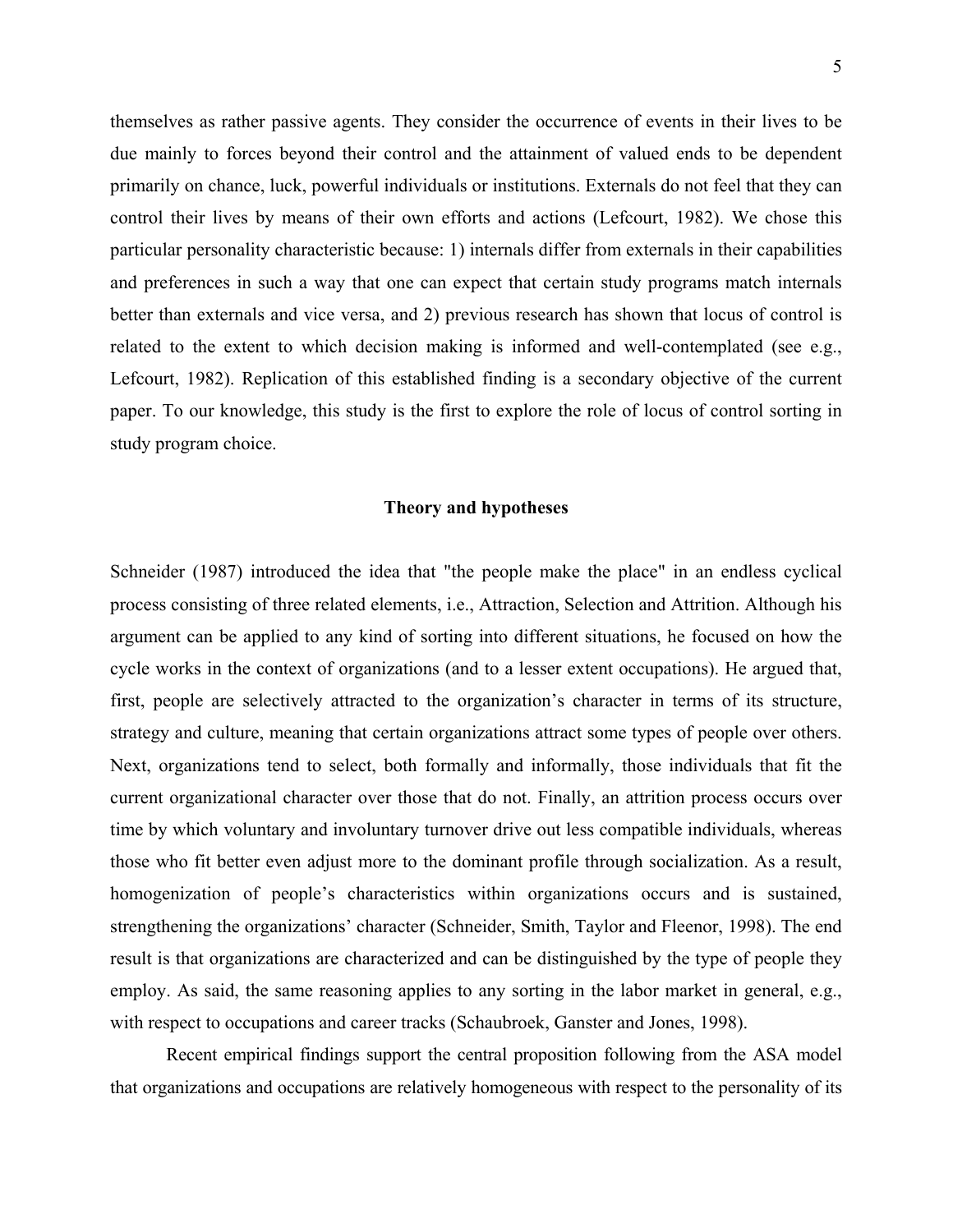themselves as rather passive agents. They consider the occurrence of events in their lives to be due mainly to forces beyond their control and the attainment of valued ends to be dependent primarily on chance, luck, powerful individuals or institutions. Externals do not feel that they can control their lives by means of their own efforts and actions (Lefcourt, 1982). We chose this particular personality characteristic because: 1) internals differ from externals in their capabilities and preferences in such a way that one can expect that certain study programs match internals better than externals and vice versa, and 2) previous research has shown that locus of control is related to the extent to which decision making is informed and well-contemplated (see e.g., Lefcourt, 1982). Replication of this established finding is a secondary objective of the current paper. To our knowledge, this study is the first to explore the role of locus of control sorting in study program choice.

## Theory and hypotheses

Schneider (1987) introduced the idea that "the people make the place" in an endless cyclical process consisting of three related elements, i.e., Attraction, Selection and Attrition. Although his argument can be applied to any kind of sorting into different situations, he focused on how the cycle works in the context of organizations (and to a lesser extent occupations). He argued that, first, people are selectively attracted to the organization's character in terms of its structure, strategy and culture, meaning that certain organizations attract some types of people over others. Next, organizations tend to select, both formally and informally, those individuals that fit the current organizational character over those that do not. Finally, an attrition process occurs over time by which voluntary and involuntary turnover drive out less compatible individuals, whereas those who fit better even adjust more to the dominant profile through socialization. As a result, homogenization of people's characteristics within organizations occurs and is sustained, strengthening the organizations' character (Schneider, Smith, Taylor and Fleenor, 1998). The end result is that organizations are characterized and can be distinguished by the type of people they employ. As said, the same reasoning applies to any sorting in the labor market in general, e.g., with respect to occupations and career tracks (Schaubroek, Ganster and Jones, 1998).

Recent empirical findings support the central proposition following from the ASA model that organizations and occupations are relatively homogeneous with respect to the personality of its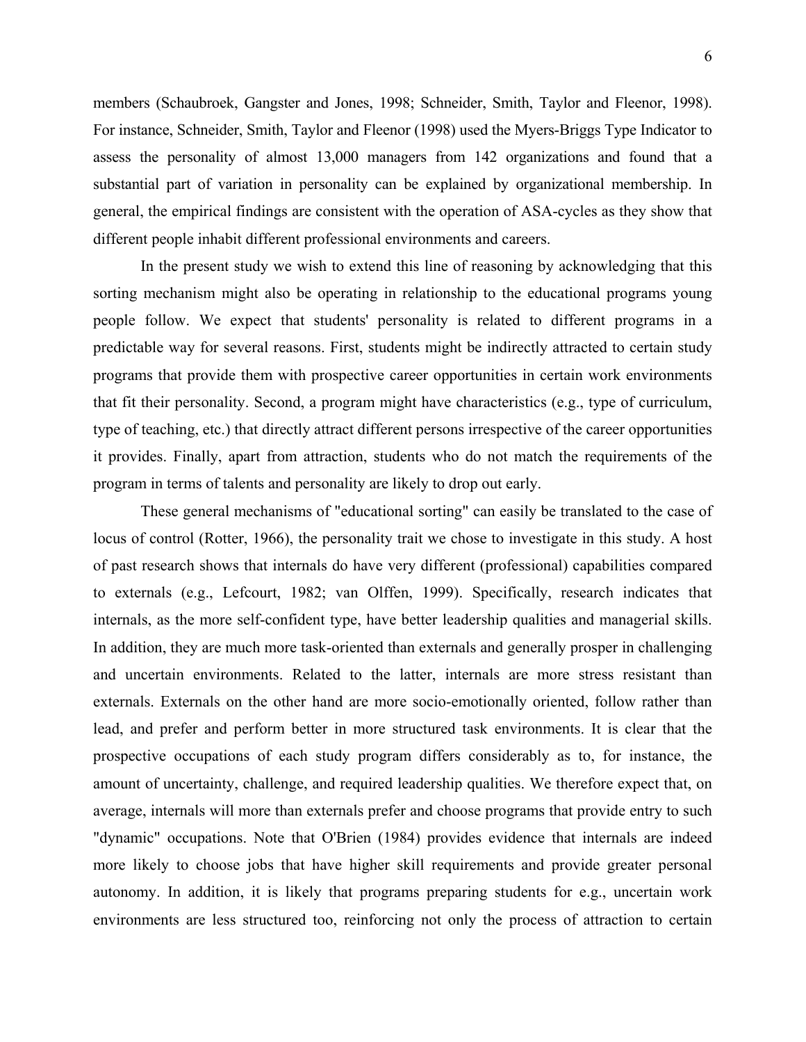members (Schaubroek, Gangster and Jones, 1998; Schneider, Smith, Taylor and Fleenor, 1998). For instance, Schneider, Smith, Taylor and Fleenor (1998) used the Myers-Briggs Type Indicator to assess the personality of almost 13,000 managers from 142 organizations and found that a substantial part of variation in personality can be explained by organizational membership. In general, the empirical findings are consistent with the operation of ASA-cycles as they show that different people inhabit different professional environments and careers.

In the present study we wish to extend this line of reasoning by acknowledging that this sorting mechanism might also be operating in relationship to the educational programs young people follow. We expect that students' personality is related to different programs in a predictable way for several reasons. First, students might be indirectly attracted to certain study programs that provide them with prospective career opportunities in certain work environments that fit their personality. Second, a program might have characteristics (e.g., type of curriculum, type of teaching, etc.) that directly attract different persons irrespective of the career opportunities it provides. Finally, apart from attraction, students who do not match the requirements of the program in terms of talents and personality are likely to drop out early.

These general mechanisms of "educational sorting" can easily be translated to the case of locus of control (Rotter, 1966), the personality trait we chose to investigate in this study. A host of past research shows that internals do have very different (professional) capabilities compared to externals (e.g., Lefcourt, 1982; van Olffen, 1999). Specifically, research indicates that internals, as the more self-confident type, have better leadership qualities and managerial skills. In addition, they are much more task-oriented than externals and generally prosper in challenging and uncertain environments. Related to the latter, internals are more stress resistant than externals. Externals on the other hand are more socio-emotionally oriented, follow rather than lead, and prefer and perform better in more structured task environments. It is clear that the prospective occupations of each study program differs considerably as to, for instance, the amount of uncertainty, challenge, and required leadership qualities. We therefore expect that, on average, internals will more than externals prefer and choose programs that provide entry to such "dynamic" occupations. Note that O'Brien (1984) provides evidence that internals are indeed more likely to choose jobs that have higher skill requirements and provide greater personal autonomy. In addition, it is likely that programs preparing students for e.g., uncertain work environments are less structured too, reinforcing not only the process of attraction to certain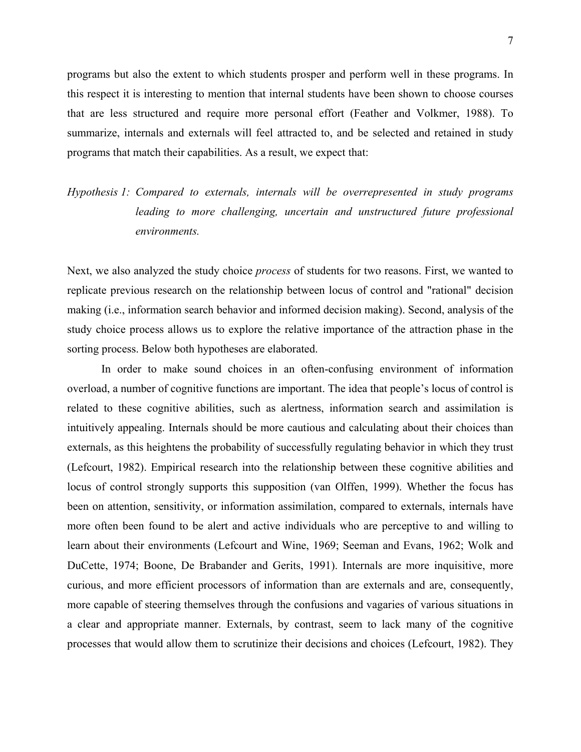programs but also the extent to which students prosper and perform well in these programs. In this respect it is interesting to mention that internal students have been shown to choose courses that are less structured and require more personal effort (Feather and Volkmer, 1988). To summarize, internals and externals will feel attracted to, and be selected and retained in study programs that match their capabilities. As a result, we expect that:

*Hypothesis 1: Compared to externals, internals will be overrepresented in study programs leading to more challenging, uncertain and unstructured future professional environments.*

Next, we also analyzed the study choice *process* of students for two reasons. First, we wanted to replicate previous research on the relationship between locus of control and "rational" decision making (i.e., information search behavior and informed decision making). Second, analysis of the study choice process allows us to explore the relative importance of the attraction phase in the sorting process. Below both hypotheses are elaborated.

In order to make sound choices in an often-confusing environment of information overload, a number of cognitive functions are important. The idea that people's locus of control is related to these cognitive abilities, such as alertness, information search and assimilation is intuitively appealing. Internals should be more cautious and calculating about their choices than externals, as this heightens the probability of successfully regulating behavior in which they trust (Lefcourt, 1982). Empirical research into the relationship between these cognitive abilities and locus of control strongly supports this supposition (van Olffen, 1999). Whether the focus has been on attention, sensitivity, or information assimilation, compared to externals, internals have more often been found to be alert and active individuals who are perceptive to and willing to learn about their environments (Lefcourt and Wine, 1969; Seeman and Evans, 1962; Wolk and DuCette, 1974; Boone, De Brabander and Gerits, 1991). Internals are more inquisitive, more curious, and more efficient processors of information than are externals and are, consequently, more capable of steering themselves through the confusions and vagaries of various situations in a clear and appropriate manner. Externals, by contrast, seem to lack many of the cognitive processes that would allow them to scrutinize their decisions and choices (Lefcourt, 1982). They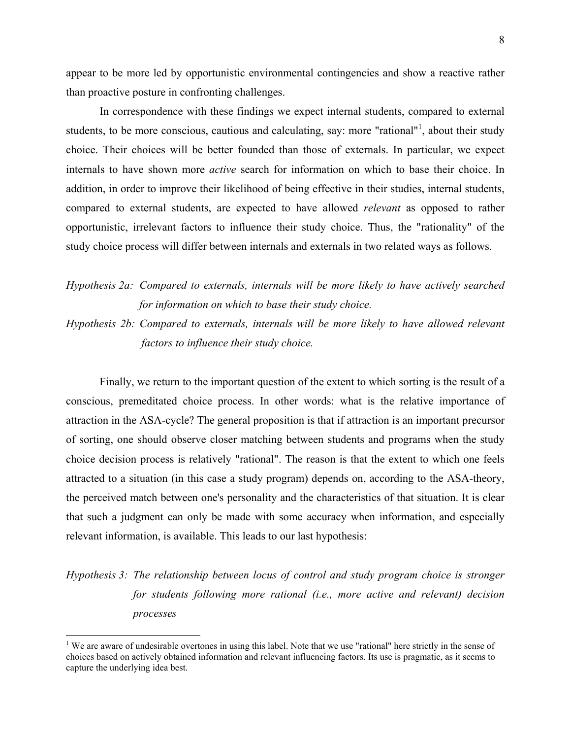appear to be more led by opportunistic environmental contingencies and show a reactive rather than proactive posture in confronting challenges.

In correspondence with these findings we expect internal students, compared to external students, to be more conscious, cautious and calculating, say: more "rational"[1], about their study choice. Their choices will be better founded than those of externals. In particular, we expect internals to have shown more *active* search for information on which to base their choice. In addition, in order to improve their likelihood of being effective in their studies, internal students, compared to external students, are expected to have allowed *relevant* as opposed to rather opportunistic, irrelevant factors to influence their study choice. Thus, the "rationality" of the study choice process will differ between internals and externals in two related ways as follows.

*Hypothesis 2a: Compared to externals, internals will be more likely to have actively searched for information on which to base their study choice.*

*Hypothesis 2b: Compared to externals, internals will be more likely to have allowed relevant factors to influence their study choice.*

Finally, we return to the important question of the extent to which sorting is the result of a conscious, premeditated choice process. In other words: what is the relative importance of attraction in the ASA-cycle? The general proposition is that if attraction is an important precursor of sorting, one should observe closer matching between students and programs when the study choice decision process is relatively "rational". The reason is that the extent to which one feels attracted to a situation (in this case a study program) depends on, according to the ASA-theory, the perceived match between one's personality and the characteristics of that situation. It is clear that such a judgment can only be made with some accuracy when information, and especially relevant information, is available. This leads to our last hypothesis:

*Hypothesis 3: The relationship between locus of control and study program choice is stronger for students following more rational (i.e., more active and relevant) decision processes*

[1] We are aware of undesirable overtones in using this label. Note that we use "rational" here strictly in the sense of choices based on actively obtained information and relevant influencing factors. Its use is pragmatic, as it seems to capture the underlying idea best.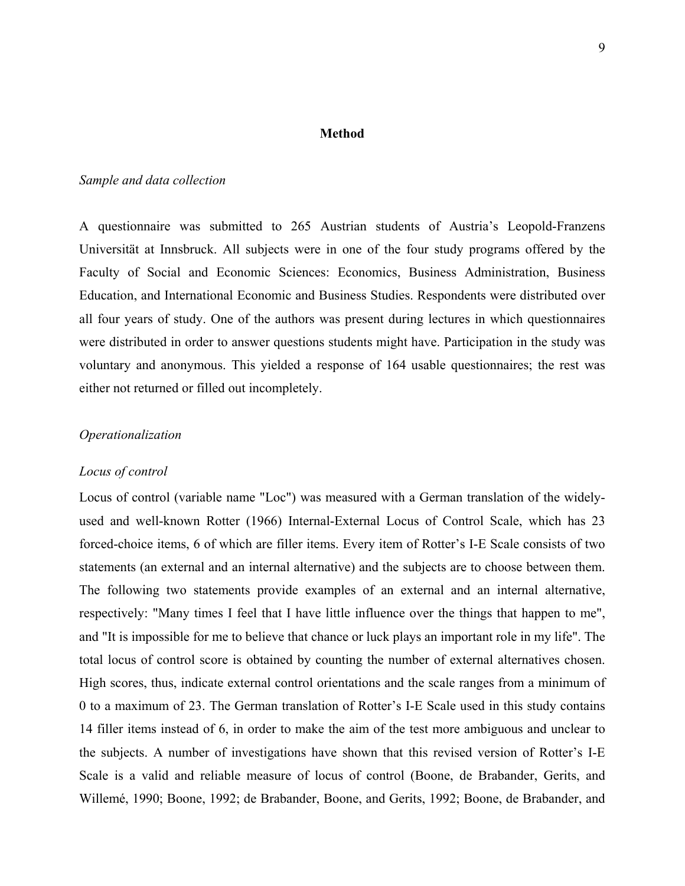## Method

*Sample and data collection*

A questionnaire was submitted to 265 Austrian students of Austria's Leopold-Franzens Universität at Innsbruck. All subjects were in one of the four study programs offered by the Faculty of Social and Economic Sciences: Economics, Business Administration, Business Education, and International Economic and Business Studies. Respondents were distributed over all four years of study. One of the authors was present during lectures in which questionnaires were distributed in order to answer questions students might have. Participation in the study was voluntary and anonymous. This yielded a response of 164 usable questionnaires; the rest was either not returned or filled out incompletely.

*Operationalization*

*Locus of control*

Locus of control (variable name "Loc") was measured with a German translation of the widely-used and well-known Rotter (1966) Internal-External Locus of Control Scale, which has 23 forced-choice items, 6 of which are filler items. Every item of Rotter's I-E Scale consists of two statements (an external and an internal alternative) and the subjects are to choose between them. The following two statements provide examples of an external and an internal alternative, respectively: "Many times I feel that I have little influence over the things that happen to me", and "It is impossible for me to believe that chance or luck plays an important role in my life". The total locus of control score is obtained by counting the number of external alternatives chosen. High scores, thus, indicate external control orientations and the scale ranges from a minimum of 0 to a maximum of 23. The German translation of Rotter's I-E Scale used in this study contains 14 filler items instead of 6, in order to make the aim of the test more ambiguous and unclear to the subjects. A number of investigations have shown that this revised version of Rotter's I-E Scale is a valid and reliable measure of locus of control (Boone, de Brabander, Gerits, and Willemé, 1990; Boone, 1992; de Brabander, Boone, and Gerits, 1992; Boone, de Brabander, and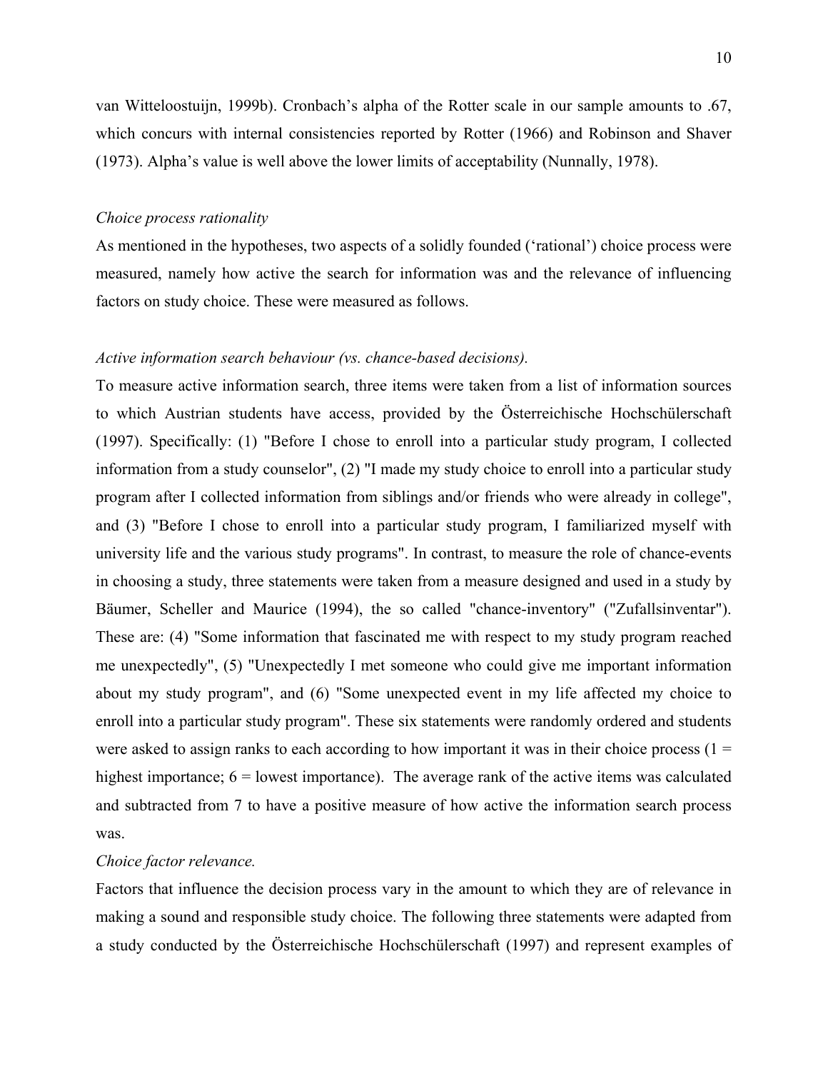van Witteloostuijn, 1999b). Cronbach's alpha of the Rotter scale in our sample amounts to .67, which concurs with internal consistencies reported by Rotter (1966) and Robinson and Shaver (1973). Alpha's value is well above the lower limits of acceptability (Nunnally, 1978).

*Choice process rationality*

As mentioned in the hypotheses, two aspects of a solidly founded ('rational') choice process were measured, namely how active the search for information was and the relevance of influencing factors on study choice. These were measured as follows.

*Active information search behaviour (vs. chance-based decisions).*

To measure active information search, three items were taken from a list of information sources to which Austrian students have access, provided by the Österreichische Hochschülerschaft (1997). Specifically: (1) "Before I chose to enroll into a particular study program, I collected information from a study counselor", (2) "I made my study choice to enroll into a particular study program after I collected information from siblings and/or friends who were already in college", and (3) "Before I chose to enroll into a particular study program, I familiarized myself with university life and the various study programs". In contrast, to measure the role of chance-events in choosing a study, three statements were taken from a measure designed and used in a study by Bäumer, Scheller and Maurice (1994), the so called "chance-inventory" ("Zufallsinventar"). These are: (4) "Some information that fascinated me with respect to my study program reached me unexpectedly", (5) "Unexpectedly I met someone who could give me important information about my study program", and (6) "Some unexpected event in my life affected my choice to enroll into a particular study program". These six statements were randomly ordered and students were asked to assign ranks to each according to how important it was in their choice process (1 = highest importance; 6 = lowest importance). The average rank of the active items was calculated and subtracted from 7 to have a positive measure of how active the information search process was.

*Choice factor relevance.*

Factors that influence the decision process vary in the amount to which they are of relevance in making a sound and responsible study choice. The following three statements were adapted from a study conducted by the Österreichische Hochschülerschaft (1997) and represent examples of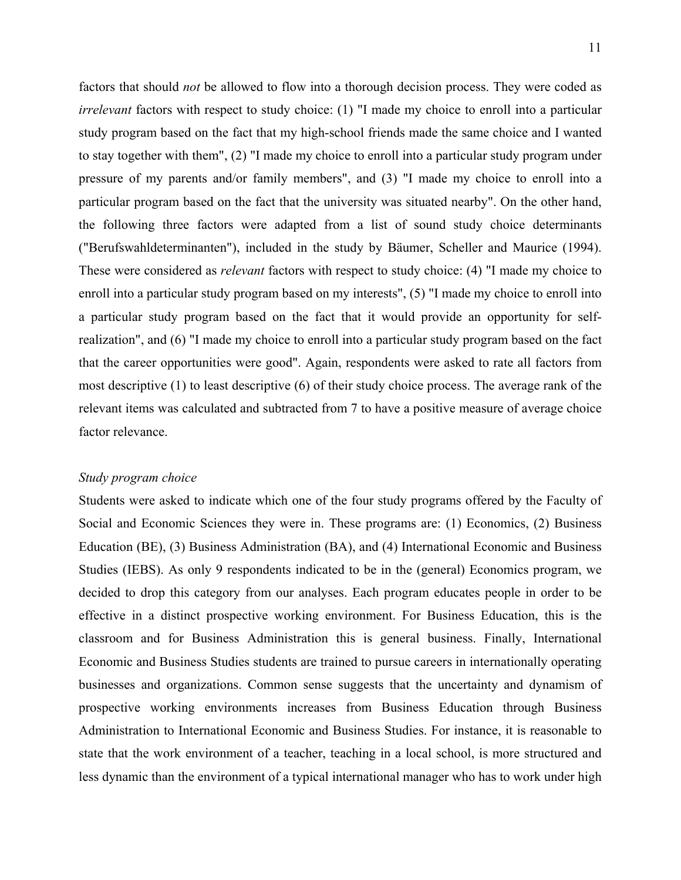factors that should *not* be allowed to flow into a thorough decision process. They were coded as *irrelevant* factors with respect to study choice: (1) "I made my choice to enroll into a particular study program based on the fact that my high-school friends made the same choice and I wanted to stay together with them", (2) "I made my choice to enroll into a particular study program under pressure of my parents and/or family members", and (3) "I made my choice to enroll into a particular program based on the fact that the university was situated nearby". On the other hand, the following three factors were adapted from a list of sound study choice determinants ("Berufswahldeterminanten"), included in the study by Bäumer, Scheller and Maurice (1994). These were considered as *relevant* factors with respect to study choice: (4) "I made my choice to enroll into a particular study program based on my interests", (5) "I made my choice to enroll into a particular study program based on the fact that it would provide an opportunity for self-realization", and (6) "I made my choice to enroll into a particular study program based on the fact that the career opportunities were good". Again, respondents were asked to rate all factors from most descriptive (1) to least descriptive (6) of their study choice process. The average rank of the relevant items was calculated and subtracted from 7 to have a positive measure of average choice factor relevance.

*Study program choice*

Students were asked to indicate which one of the four study programs offered by the Faculty of Social and Economic Sciences they were in. These programs are: (1) Economics, (2) Business Education (BE), (3) Business Administration (BA), and (4) International Economic and Business Studies (IEBS). As only 9 respondents indicated to be in the (general) Economics program, we decided to drop this category from our analyses. Each program educates people in order to be effective in a distinct prospective working environment. For Business Education, this is the classroom and for Business Administration this is general business. Finally, International Economic and Business Studies students are trained to pursue careers in internationally operating businesses and organizations. Common sense suggests that the uncertainty and dynamism of prospective working environments increases from Business Education through Business Administration to International Economic and Business Studies. For instance, it is reasonable to state that the work environment of a teacher, teaching in a local school, is more structured and less dynamic than the environment of a typical international manager who has to work under high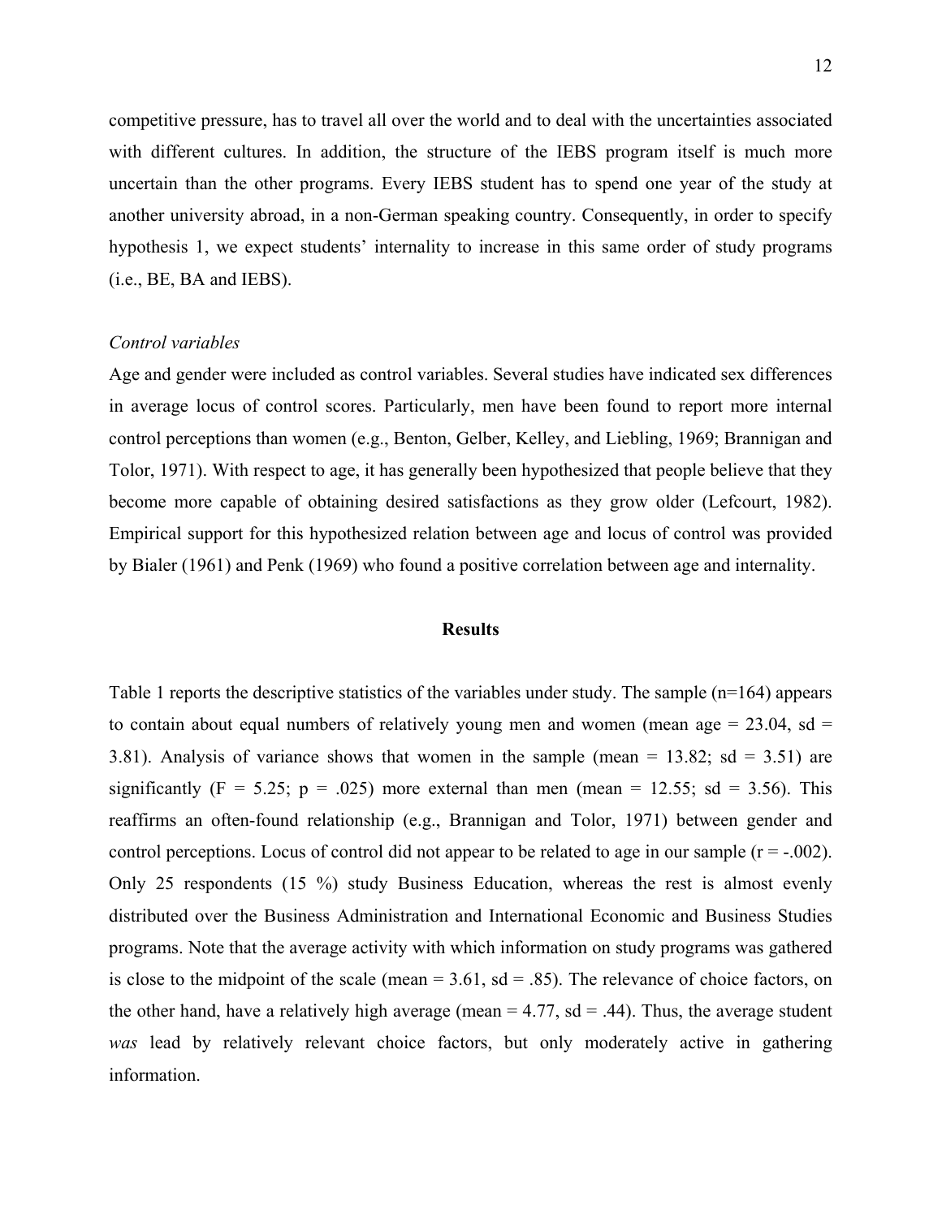competitive pressure, has to travel all over the world and to deal with the uncertainties associated with different cultures. In addition, the structure of the IEBS program itself is much more uncertain than the other programs. Every IEBS student has to spend one year of the study at another university abroad, in a non-German speaking country. Consequently, in order to specify hypothesis 1, we expect students' internality to increase in this same order of study programs (i.e., BE, BA and IEBS).

*Control variables*

Age and gender were included as control variables. Several studies have indicated sex differences in average locus of control scores. Particularly, men have been found to report more internal control perceptions than women (e.g., Benton, Gelber, Kelley, and Liebling, 1969; Brannigan and Tolor, 1971). With respect to age, it has generally been hypothesized that people believe that they become more capable of obtaining desired satisfactions as they grow older (Lefcourt, 1982). Empirical support for this hypothesized relation between age and locus of control was provided by Bialer (1961) and Penk (1969) who found a positive correlation between age and internality.

## Results

Table 1 reports the descriptive statistics of the variables under study. The sample (n=164) appears to contain about equal numbers of relatively young men and women (mean age = 23.04, sd = 3.81). Analysis of variance shows that women in the sample (mean = 13.82; sd = 3.51) are significantly ($F = 5.25$; $p = .025$) more external than men (mean = 12.55; sd = 3.56). This reaffirms an often-found relationship (e.g., Brannigan and Tolor, 1971) between gender and control perceptions. Locus of control did not appear to be related to age in our sample ($r = -.002$). Only 25 respondents (15 %) study Business Education, whereas the rest is almost evenly distributed over the Business Administration and International Economic and Business Studies programs. Note that the average activity with which information on study programs was gathered is close to the midpoint of the scale (mean = 3.61, sd = .85). The relevance of choice factors, on the other hand, have a relatively high average (mean = 4.77, sd = .44). Thus, the average student *was* lead by relatively relevant choice factors, but only moderately active in gathering information.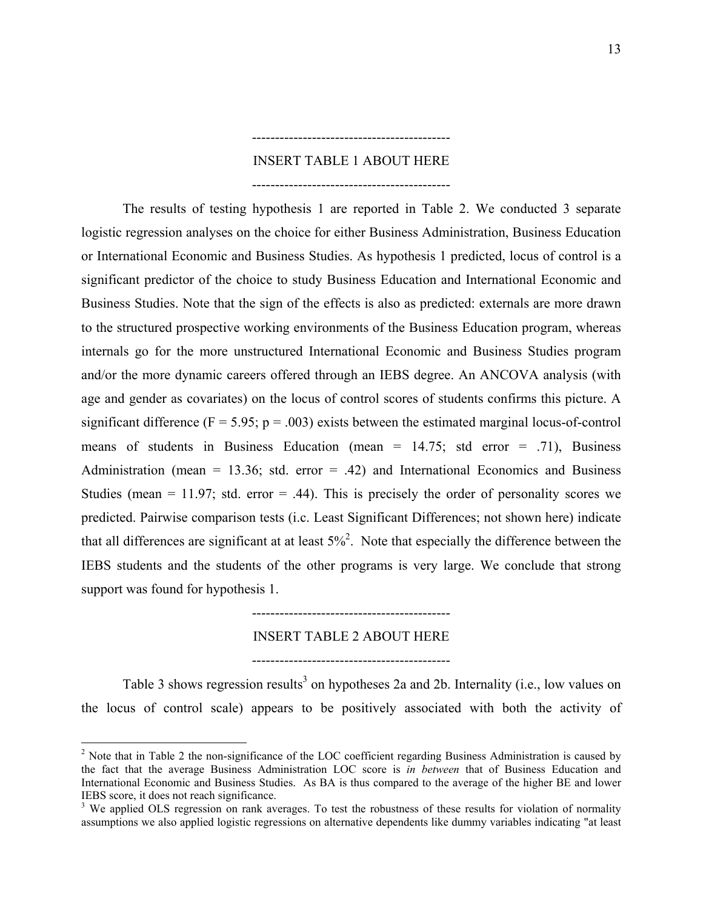-------------------------------------------

INSERT TABLE 1 ABOUT HERE

-------------------------------------------

The results of testing hypothesis 1 are reported in Table 2. We conducted 3 separate logistic regression analyses on the choice for either Business Administration, Business Education or International Economic and Business Studies. As hypothesis 1 predicted, locus of control is a significant predictor of the choice to study Business Education and International Economic and Business Studies. Note that the sign of the effects is also as predicted: externals are more drawn to the structured prospective working environments of the Business Education program, whereas internals go for the more unstructured International Economic and Business Studies program and/or the more dynamic careers offered through an IEBS degree. An ANCOVA analysis (with age and gender as covariates) on the locus of control scores of students confirms this picture. A significant difference ($F = 5.95$; $p = .003$) exists between the estimated marginal locus-of-control means of students in Business Education (mean = 14.75; std error = .71), Business Administration (mean = 13.36; std. error = .42) and International Economics and Business Studies (mean = 11.97; std. error = .44). This is precisely the order of personality scores we predicted. Pairwise comparison tests (i.c. Least Significant Differences; not shown here) indicate that all differences are significant at at least 5%[2]. Note that especially the difference between the IEBS students and the students of the other programs is very large. We conclude that strong support was found for hypothesis 1.

-------------------------------------------

INSERT TABLE 2 ABOUT HERE

-------------------------------------------

Table 3 shows regression results[3] on hypotheses 2a and 2b. Internality (i.e., low values on the locus of control scale) appears to be positively associated with both the activity of

---

[2] Note that in Table 2 the non-significance of the LOC coefficient regarding Business Administration is caused by the fact that the average Business Administration LOC score is *in between* that of Business Education and International Economic and Business Studies. As BA is thus compared to the average of the higher BE and lower IEBS score, it does not reach significance.

[3] We applied OLS regression on rank averages. To test the robustness of these results for violation of normality assumptions we also applied logistic regressions on alternative dependents like dummy variables indicating "at least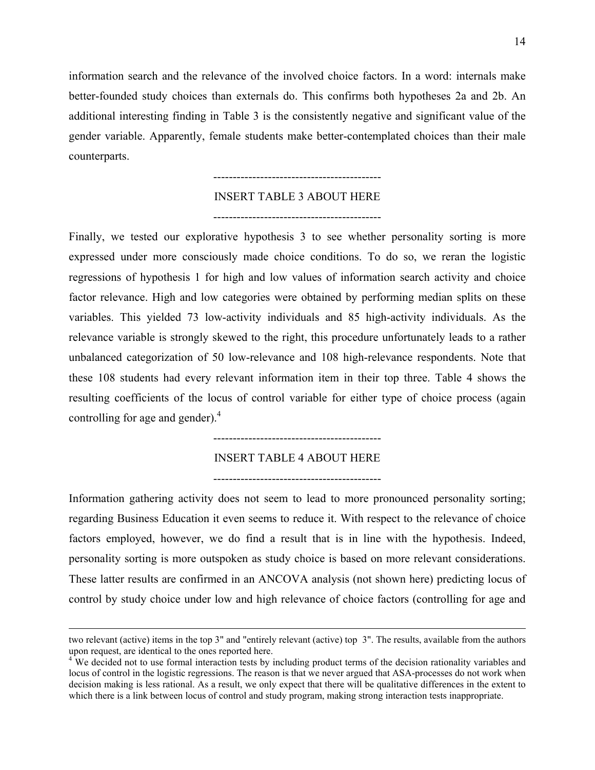information search and the relevance of the involved choice factors. In a word: internals make better-founded study choices than externals do. This confirms both hypotheses 2a and 2b. An additional interesting finding in Table 3 is the consistently negative and significant value of the gender variable. Apparently, female students make better-contemplated choices than their male counterparts.

-------------------------------------------

INSERT TABLE 3 ABOUT HERE

-------------------------------------------

Finally, we tested our explorative hypothesis 3 to see whether personality sorting is more expressed under more consciously made choice conditions. To do so, we reran the logistic regressions of hypothesis 1 for high and low values of information search activity and choice factor relevance. High and low categories were obtained by performing median splits on these variables. This yielded 73 low-activity individuals and 85 high-activity individuals. As the relevance variable is strongly skewed to the right, this procedure unfortunately leads to a rather unbalanced categorization of 50 low-relevance and 108 high-relevance respondents. Note that these 108 students had every relevant information item in their top three. Table 4 shows the resulting coefficients of the locus of control variable for either type of choice process (again controlling for age and gender).[4]

-------------------------------------------

INSERT TABLE 4 ABOUT HERE

-------------------------------------------

Information gathering activity does not seem to lead to more pronounced personality sorting; regarding Business Education it even seems to reduce it. With respect to the relevance of choice factors employed, however, we do find a result that is in line with the hypothesis. Indeed, personality sorting is more outspoken as study choice is based on more relevant considerations. These latter results are confirmed in an ANCOVA analysis (not shown here) predicting locus of control by study choice under low and high relevance of choice factors (controlling for age and

---

two relevant (active) items in the top 3" and "entirely relevant (active) top 3". The results, available from the authors upon request, are identical to the ones reported here.

[4] We decided not to use formal interaction tests by including product terms of the decision rationality variables and locus of control in the logistic regressions. The reason is that we never argued that ASA-processes do not work when decision making is less rational. As a result, we only expect that there will be qualitative differences in the extent to which there is a link between locus of control and study program, making strong interaction tests inappropriate.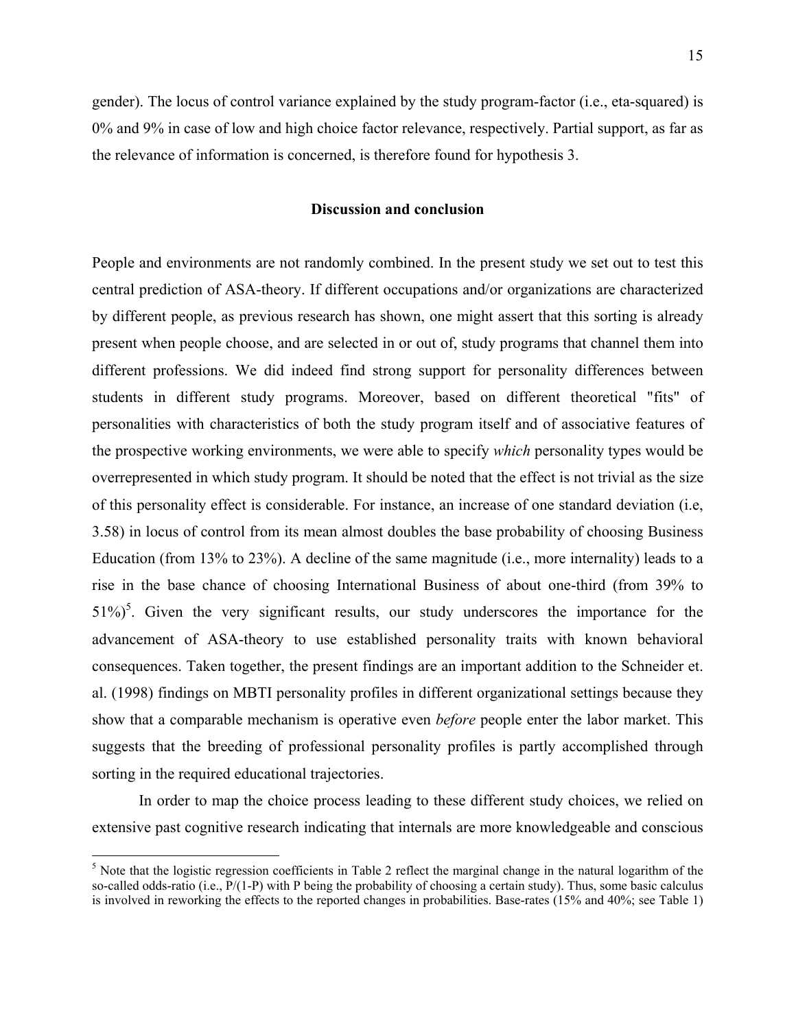gender). The locus of control variance explained by the study program-factor (i.e., eta-squared) is 0% and 9% in case of low and high choice factor relevance, respectively. Partial support, as far as the relevance of information is concerned, is therefore found for hypothesis 3.

## Discussion and conclusion

People and environments are not randomly combined. In the present study we set out to test this central prediction of ASA-theory. If different occupations and/or organizations are characterized by different people, as previous research has shown, one might assert that this sorting is already present when people choose, and are selected in or out of, study programs that channel them into different professions. We did indeed find strong support for personality differences between students in different study programs. Moreover, based on different theoretical "fits" of personalities with characteristics of both the study program itself and of associative features of the prospective working environments, we were able to specify *which* personality types would be overrepresented in which study program. It should be noted that the effect is not trivial as the size of this personality effect is considerable. For instance, an increase of one standard deviation (i.e, 3.58) in locus of control from its mean almost doubles the base probability of choosing Business Education (from 13% to 23%). A decline of the same magnitude (i.e., more internality) leads to a rise in the base chance of choosing International Business of about one-third (from 39% to 51%)[5]. Given the very significant results, our study underscores the importance for the advancement of ASA-theory to use established personality traits with known behavioral consequences. Taken together, the present findings are an important addition to the Schneider et. al. (1998) findings on MBTI personality profiles in different organizational settings because they show that a comparable mechanism is operative even *before* people enter the labor market. This suggests that the breeding of professional personality profiles is partly accomplished through sorting in the required educational trajectories.

In order to map the choice process leading to these different study choices, we relied on extensive past cognitive research indicating that internals are more knowledgeable and conscious

[5] Note that the logistic regression coefficients in Table 2 reflect the marginal change in the natural logarithm of the so-called odds-ratio (i.e., P/(1-P) with P being the probability of choosing a certain study). Thus, some basic calculus is involved in reworking the effects to the reported changes in probabilities. Base-rates (15% and 40%; see Table 1)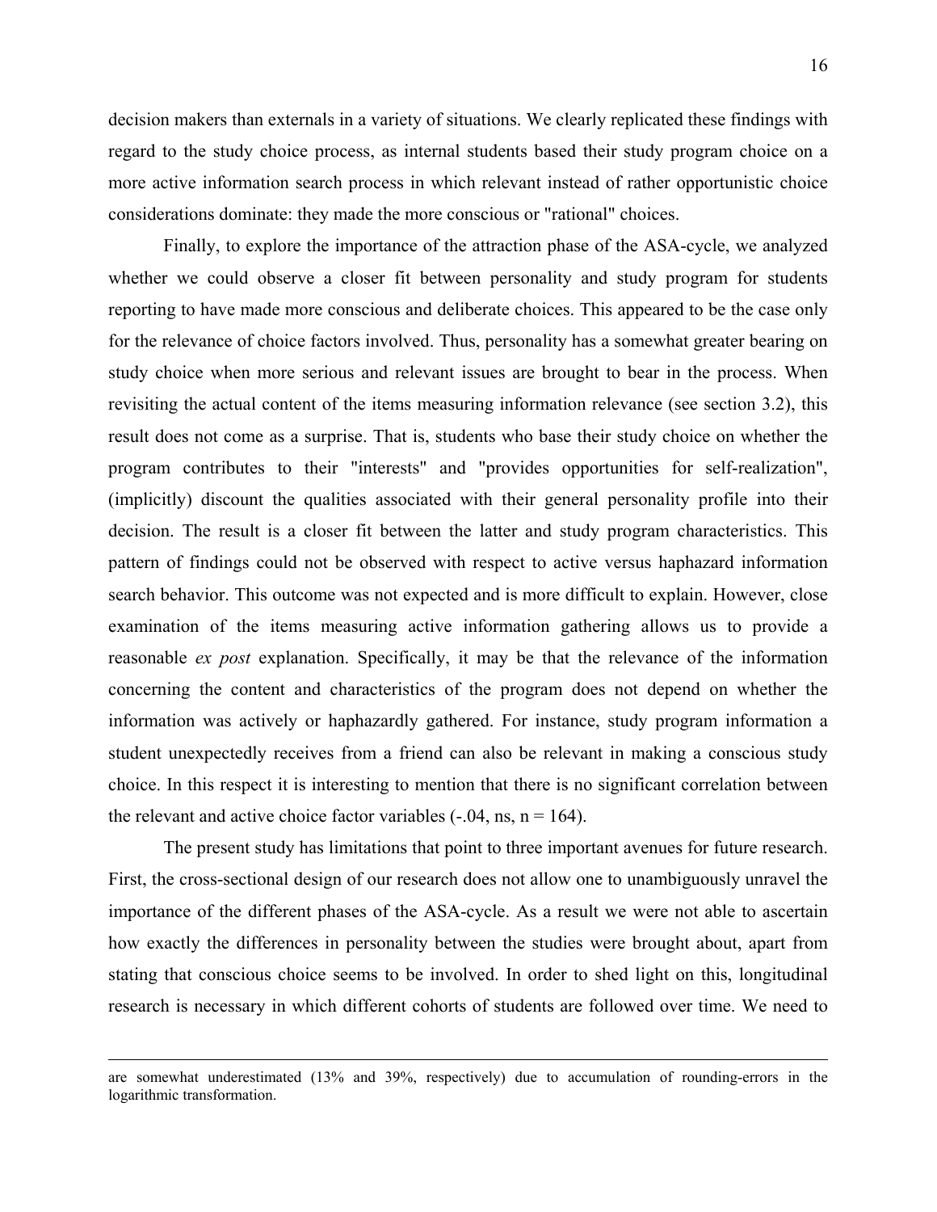decision makers than externals in a variety of situations. We clearly replicated these findings with regard to the study choice process, as internal students based their study program choice on a more active information search process in which relevant instead of rather opportunistic choice considerations dominate: they made the more conscious or "rational" choices.

Finally, to explore the importance of the attraction phase of the ASA-cycle, we analyzed whether we could observe a closer fit between personality and study program for students reporting to have made more conscious and deliberate choices. This appeared to be the case only for the relevance of choice factors involved. Thus, personality has a somewhat greater bearing on study choice when more serious and relevant issues are brought to bear in the process. When revisiting the actual content of the items measuring information relevance (see section 3.2), this result does not come as a surprise. That is, students who base their study choice on whether the program contributes to their "interests" and "provides opportunities for self-realization", (implicitly) discount the qualities associated with their general personality profile into their decision. The result is a closer fit between the latter and study program characteristics. This pattern of findings could not be observed with respect to active versus haphazard information search behavior. This outcome was not expected and is more difficult to explain. However, close examination of the items measuring active information gathering allows us to provide a reasonable *ex post* explanation. Specifically, it may be that the relevance of the information concerning the content and characteristics of the program does not depend on whether the information was actively or haphazardly gathered. For instance, study program information a student unexpectedly receives from a friend can also be relevant in making a conscious study choice. In this respect it is interesting to mention that there is no significant correlation between the relevant and active choice factor variables (-.04, ns, $n = 164$).

The present study has limitations that point to three important avenues for future research. First, the cross-sectional design of our research does not allow one to unambiguously unravel the importance of the different phases of the ASA-cycle. As a result we were not able to ascertain how exactly the differences in personality between the studies were brought about, apart from stating that conscious choice seems to be involved. In order to shed light on this, longitudinal research is necessary in which different cohorts of students are followed over time. We need to

---

are somewhat underestimated (13% and 39%, respectively) due to accumulation of rounding-errors in the logarithmic transformation.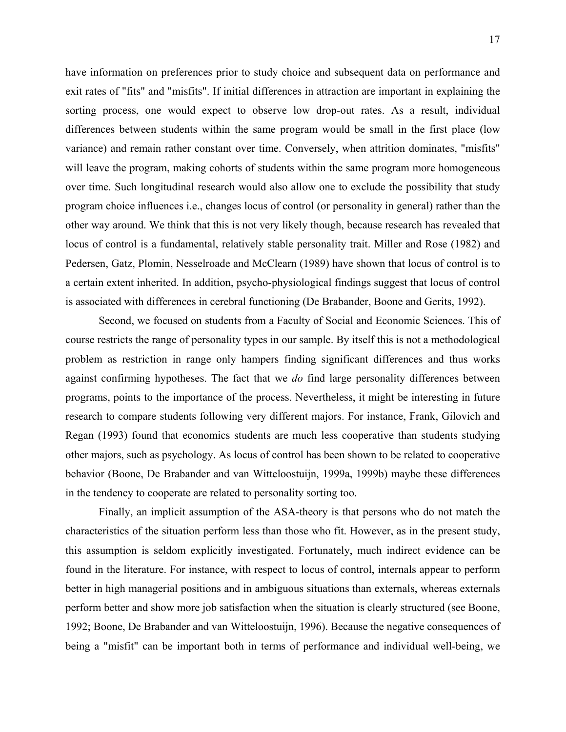have information on preferences prior to study choice and subsequent data on performance and exit rates of "fits" and "misfits". If initial differences in attraction are important in explaining the sorting process, one would expect to observe low drop-out rates. As a result, individual differences between students within the same program would be small in the first place (low variance) and remain rather constant over time. Conversely, when attrition dominates, "misfits" will leave the program, making cohorts of students within the same program more homogeneous over time. Such longitudinal research would also allow one to exclude the possibility that study program choice influences i.e., changes locus of control (or personality in general) rather than the other way around. We think that this is not very likely though, because research has revealed that locus of control is a fundamental, relatively stable personality trait. Miller and Rose (1982) and Pedersen, Gatz, Plomin, Nesselroade and McClearn (1989) have shown that locus of control is to a certain extent inherited. In addition, psycho-physiological findings suggest that locus of control is associated with differences in cerebral functioning (De Brabander, Boone and Gerits, 1992).

Second, we focused on students from a Faculty of Social and Economic Sciences. This of course restricts the range of personality types in our sample. By itself this is not a methodological problem as restriction in range only hampers finding significant differences and thus works against confirming hypotheses. The fact that we *do* find large personality differences between programs, points to the importance of the process. Nevertheless, it might be interesting in future research to compare students following very different majors. For instance, Frank, Gilovich and Regan (1993) found that economics students are much less cooperative than students studying other majors, such as psychology. As locus of control has been shown to be related to cooperative behavior (Boone, De Brabander and van Witteloostuijn, 1999a, 1999b) maybe these differences in the tendency to cooperate are related to personality sorting too.

Finally, an implicit assumption of the ASA-theory is that persons who do not match the characteristics of the situation perform less than those who fit. However, as in the present study, this assumption is seldom explicitly investigated. Fortunately, much indirect evidence can be found in the literature. For instance, with respect to locus of control, internals appear to perform better in high managerial positions and in ambiguous situations than externals, whereas externals perform better and show more job satisfaction when the situation is clearly structured (see Boone, 1992; Boone, De Brabander and van Witteloostuijn, 1996). Because the negative consequences of being a "misfit" can be important both in terms of performance and individual well-being, we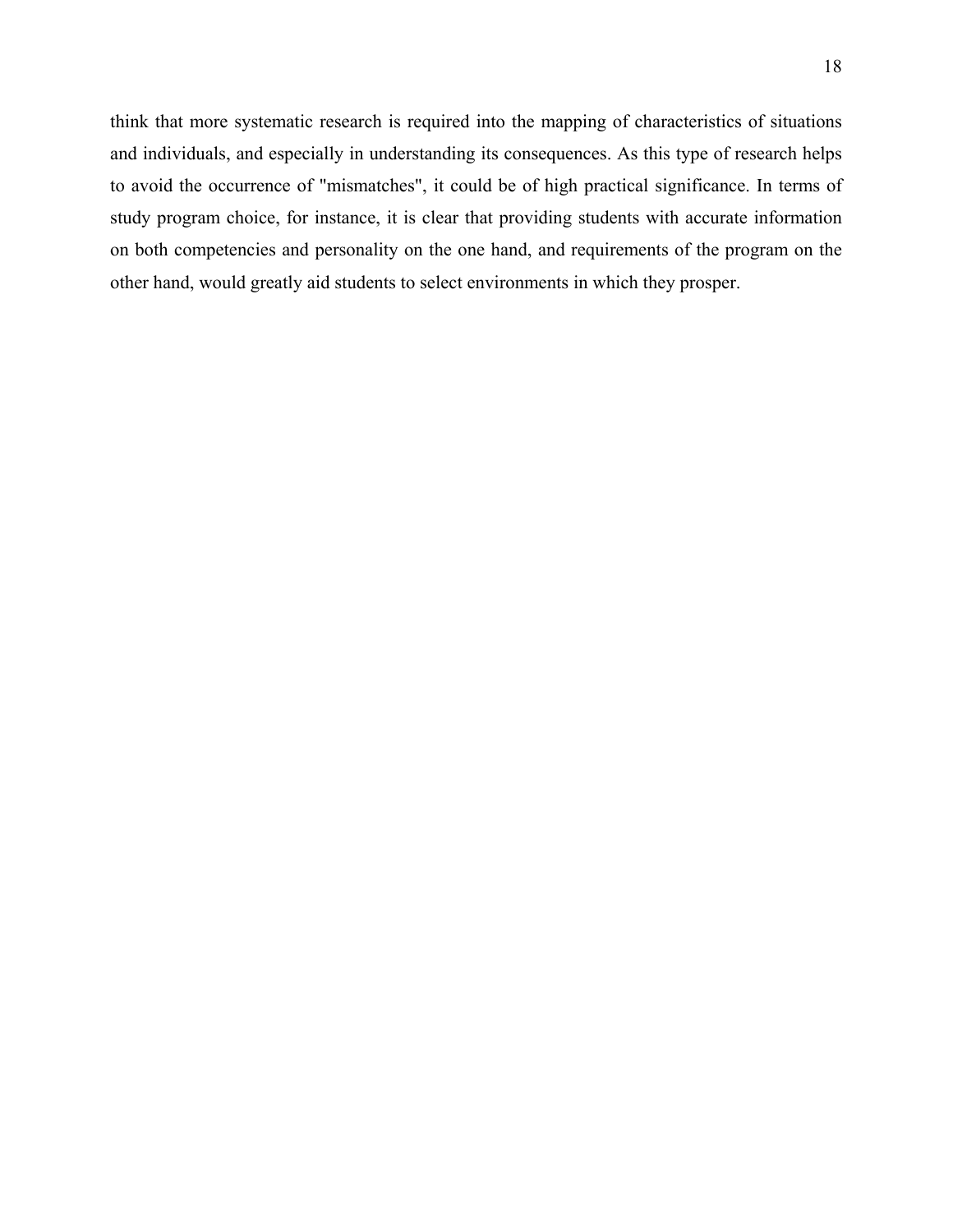think that more systematic research is required into the mapping of characteristics of situations and individuals, and especially in understanding its consequences. As this type of research helps to avoid the occurrence of "mismatches", it could be of high practical significance. In terms of study program choice, for instance, it is clear that providing students with accurate information on both competencies and personality on the one hand, and requirements of the program on the other hand, would greatly aid students to select environments in which they prosper.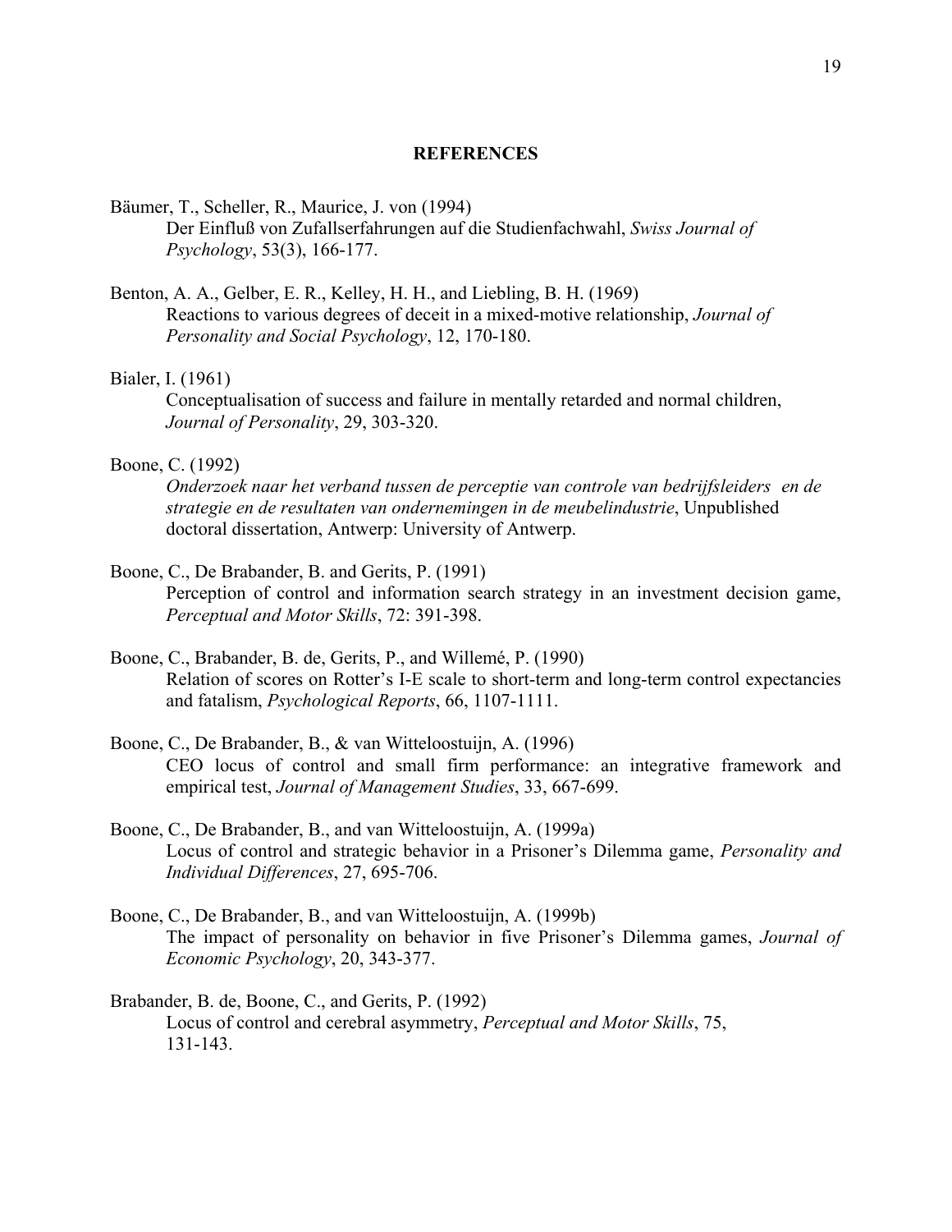## REFERENCES

Bäumer, T., Scheller, R., Maurice, J. von (1994)
Der Einfluß von Zufallserfahrungen auf die Studienfachwahl, *Swiss Journal of Psychology*, 53(3), 166-177.

Benton, A. A., Gelber, E. R., Kelley, H. H., and Liebling, B. H. (1969)
Reactions to various degrees of deceit in a mixed-motive relationship, *Journal of Personality and Social Psychology*, 12, 170-180.

Bialer, I. (1961)
Conceptualisation of success and failure in mentally retarded and normal children, *Journal of Personality*, 29, 303-320.

Boone, C. (1992)
*Onderzoek naar het verband tussen de perceptie van controle van bedrijfsleiders en de strategie en de resultaten van ondernemingen in de meubelindustrie*, Unpublished doctoral dissertation, Antwerp: University of Antwerp.

Boone, C., De Brabander, B. and Gerits, P. (1991)
Perception of control and information search strategy in an investment decision game, *Perceptual and Motor Skills*, 72: 391-398.

Boone, C., Brabander, B. de, Gerits, P., and Willemé, P. (1990)
Relation of scores on Rotter's I-E scale to short-term and long-term control expectancies and fatalism, *Psychological Reports*, 66, 1107-1111.

Boone, C., De Brabander, B., & van Witteloostuijn, A. (1996)
CEO locus of control and small firm performance: an integrative framework and empirical test, *Journal of Management Studies*, 33, 667-699.

Boone, C., De Brabander, B., and van Witteloostuijn, A. (1999a)
Locus of control and strategic behavior in a Prisoner's Dilemma game, *Personality and Individual Differences*, 27, 695-706.

Boone, C., De Brabander, B., and van Witteloostuijn, A. (1999b)
The impact of personality on behavior in five Prisoner's Dilemma games, *Journal of Economic Psychology*, 20, 343-377.

Brabander, B. de, Boone, C., and Gerits, P. (1992)
Locus of control and cerebral asymmetry, *Perceptual and Motor Skills*, 75, 131-143.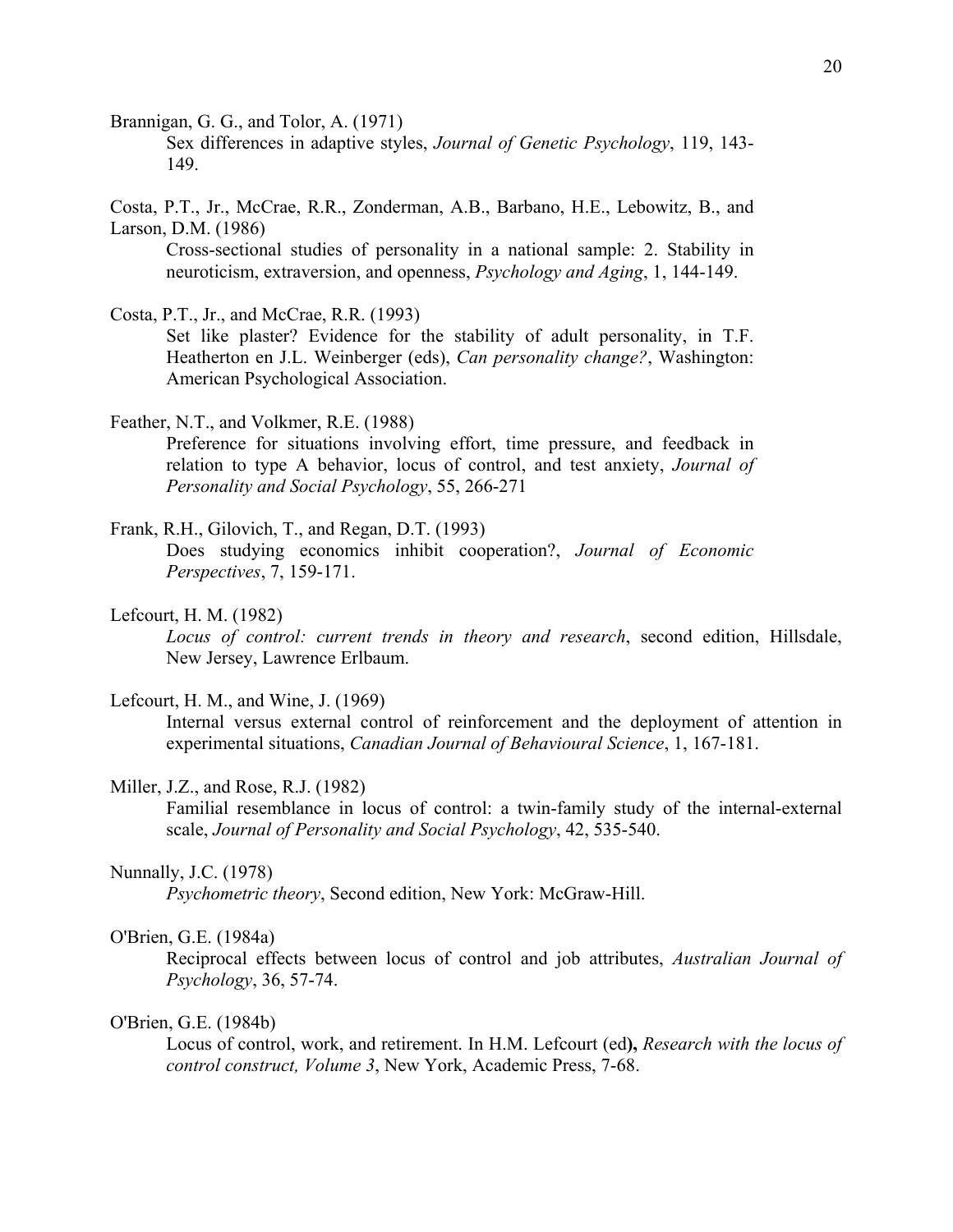Brannigan, G. G., and Tolor, A. (1971)
Sex differences in adaptive styles, *Journal of Genetic Psychology*, 119, 143-149.

Costa, P.T., Jr., McCrae, R.R., Zonderman, A.B., Barbano, H.E., Lebowitz, B., and Larson, D.M. (1986)
Cross-sectional studies of personality in a national sample: 2. Stability in neuroticism, extraversion, and openness, *Psychology and Aging*, 1, 144-149.

Costa, P.T., Jr., and McCrae, R.R. (1993)
Set like plaster? Evidence for the stability of adult personality, in T.F. Heatherton en J.L. Weinberger (eds), *Can personality change?*, Washington: American Psychological Association.

Feather, N.T., and Volkmer, R.E. (1988)
Preference for situations involving effort, time pressure, and feedback in relation to type A behavior, locus of control, and test anxiety, *Journal of Personality and Social Psychology*, 55, 266-271

Frank, R.H., Gilovich, T., and Regan, D.T. (1993)
Does studying economics inhibit cooperation?, *Journal of Economic Perspectives*, 7, 159-171.

Lefcourt, H. M. (1982)
*Locus of control: current trends in theory and research*, second edition, Hillsdale, New Jersey, Lawrence Erlbaum.

Lefcourt, H. M., and Wine, J. (1969)
Internal versus external control of reinforcement and the deployment of attention in experimental situations, *Canadian Journal of Behavioural Science*, 1, 167-181.

Miller, J.Z., and Rose, R.J. (1982)
Familial resemblance in locus of control: a twin-family study of the internal-external scale, *Journal of Personality and Social Psychology*, 42, 535-540.

Nunnally, J.C. (1978)
*Psychometric theory*, Second edition, New York: McGraw-Hill.

O'Brien, G.E. (1984a)
Reciprocal effects between locus of control and job attributes, *Australian Journal of Psychology*, 36, 57-74.

O'Brien, G.E. (1984b)
Locus of control, work, and retirement. In H.M. Lefcourt (ed**),** *Research with the locus of control construct, Volume 3*, New York, Academic Press, 7-68.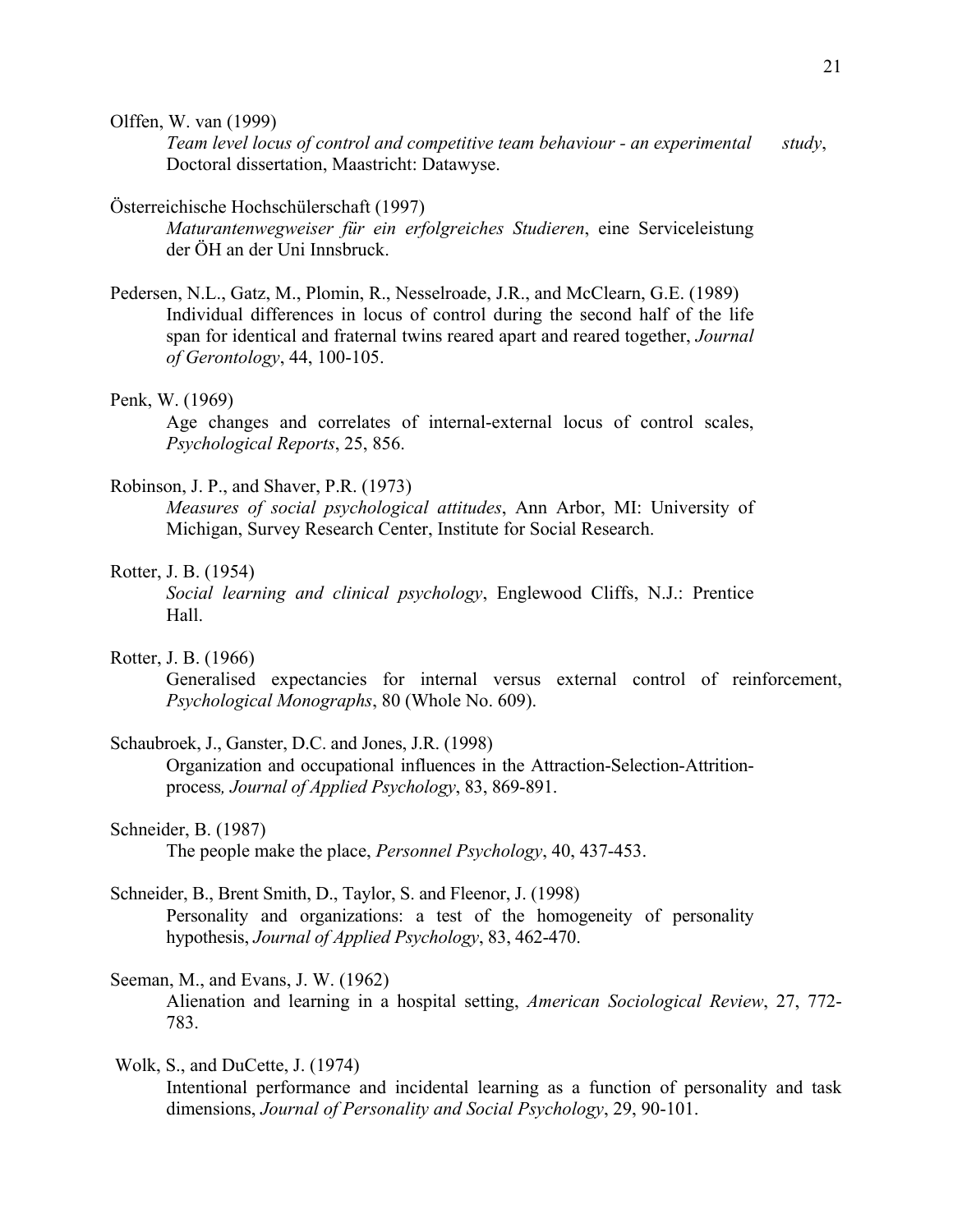Olffen, W. van (1999)
*Team level locus of control and competitive team behaviour - an experimental study*, Doctoral dissertation, Maastricht: Datawyse.

Österreichische Hochschülerschaft (1997)
*Maturantenwegweiser für ein erfolgreiches Studieren*, eine Serviceleistung der ÖH an der Uni Innsbruck.

Pedersen, N.L., Gatz, M., Plomin, R., Nesselroade, J.R., and McClearn, G.E. (1989)
Individual differences in locus of control during the second half of the life span for identical and fraternal twins reared apart and reared together, *Journal of Gerontology*, 44, 100-105.

Penk, W. (1969)
Age changes and correlates of internal-external locus of control scales, *Psychological Reports*, 25, 856.

Robinson, J. P., and Shaver, P.R. (1973)
*Measures of social psychological attitudes*, Ann Arbor, MI: University of Michigan, Survey Research Center, Institute for Social Research.

Rotter, J. B. (1954)
*Social learning and clinical psychology*, Englewood Cliffs, N.J.: Prentice Hall.

Rotter, J. B. (1966)
Generalised expectancies for internal versus external control of reinforcement, *Psychological Monographs*, 80 (Whole No. 609).

Schaubroek, J., Ganster, D.C. and Jones, J.R. (1998)
Organization and occupational influences in the Attraction-Selection-Attrition-process*, Journal of Applied Psychology*, 83, 869-891.

Schneider, B. (1987)
The people make the place, *Personnel Psychology*, 40, 437-453.

Schneider, B., Brent Smith, D., Taylor, S. and Fleenor, J. (1998)
Personality and organizations: a test of the homogeneity of personality hypothesis, *Journal of Applied Psychology*, 83, 462-470.

Seeman, M., and Evans, J. W. (1962)
Alienation and learning in a hospital setting, *American Sociological Review*, 27, 772-783.

Wolk, S., and DuCette, J. (1974)
Intentional performance and incidental learning as a function of personality and task dimensions, *Journal of Personality and Social Psychology*, 29, 90-101.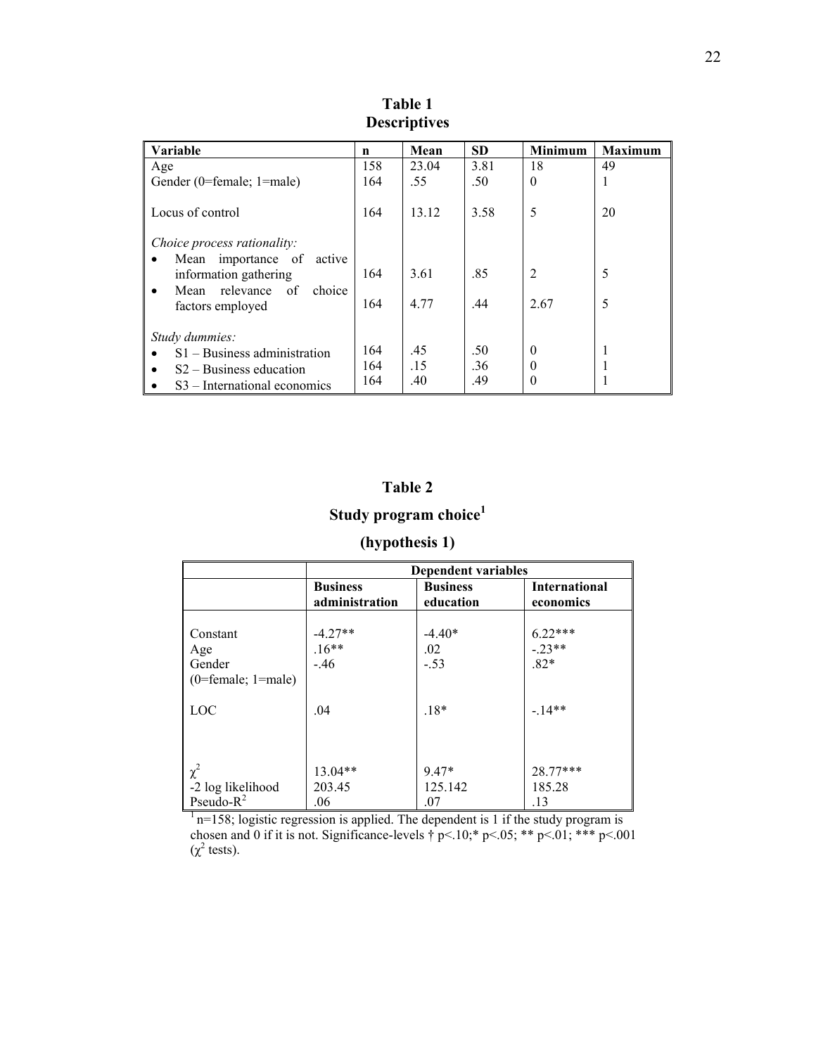**Table 1**
**Descriptives**

| Variable | n | Mean | SD | Minimum | Maximum |
|---|---|---|---|---|---|
| Age | 158 | 23.04 | 3.81 | 18 | 49 |
| Gender (0=female; 1=male) | 164 | .55 | .50 | 0 | 1 |
| Locus of control | 164 | 13.12 | 3.58 | 5 | 20 |
| *Choice process rationality:* | | | | | |
| • Mean importance of active information gathering | 164 | 3.61 | .85 | 2 | 5 |
| • Mean relevance of choice factors employed | 164 | 4.77 | .44 | 2.67 | 5 |
| *Study dummies:* | | | | | |
| • S1 – Business administration | 164 | .45 | .50 | 0 | 1 |
| • S2 – Business education | 164 | .15 | .36 | 0 | 1 |
| • S3 – International economics | 164 | .40 | .49 | 0 | 1 |

**Table 2**

**Study program choice[1]**

**(hypothesis 1)**

| | Dependent variables | | |
|---|---|---|---|
| | **Business administration** | **Business education** | **International economics** |
| Constant | -4.27** | -4.40* | 6.22*** |
| Age | .16** | .02 | -.23** |
| Gender (0=female; 1=male) | -.46 | -.53 | .82* |
| LOC | .04 | .18* | -.14** |
| $\chi^2$ | 13.04** | 9.47* | 28.77*** |
| -2 log likelihood | 203.45 | 125.142 | 185.28 |
| Pseudo-$R^2$ | .06 | .07 | .13 |

[1] n=158; logistic regression is applied. The dependent is 1 if the study program is chosen and 0 if it is not. Significance-levels † $p<.10$;* $p<.05$; ** $p<.01$; *** $p<.001$ ($\chi^2$ tests).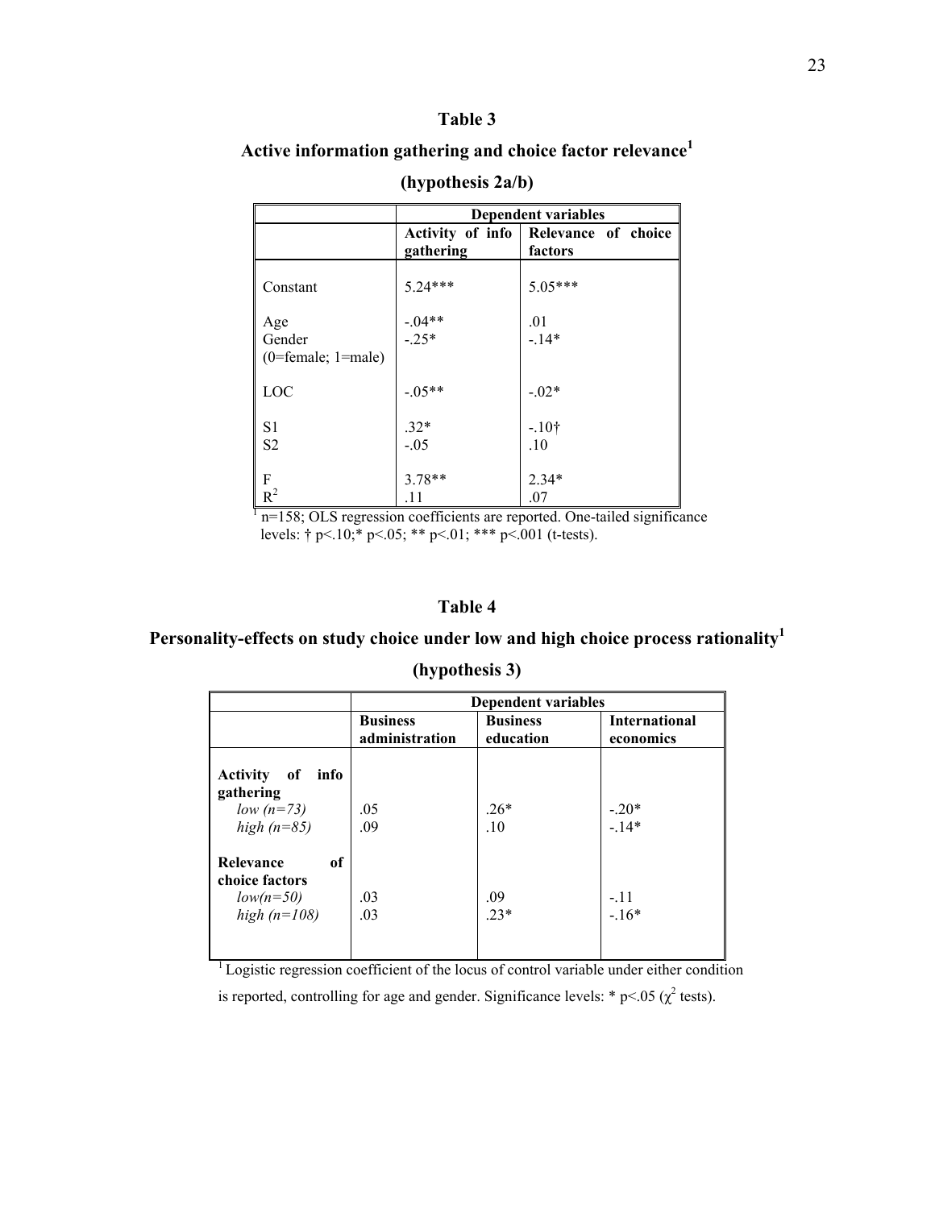## Table 3

## Active information gathering and choice factor relevance[1]

## (hypothesis 2a/b)

| | Dependent variables | |
|---|---|---|
| | **Activity of info gathering** | **Relevance of choice factors** |
| Constant | 5.24*** | 5.05*** |
| Age | -.04** | .01 |
| Gender (0=female; 1=male) | -.25* | -.14* |
| LOC | -.05** | -.02* |
| S1 | .32* | -.10† |
| S2 | -.05 | .10 |
| F | 3.78** | 2.34* |
| $R^2$ | .11 | .07 |

[1] n=158; OLS regression coefficients are reported. One-tailed significance levels: † p<.10;* p<.05; ** p<.01; *** p<.001 (t-tests).

## Table 4

## Personality-effects on study choice under low and high choice process rationality[1]

## (hypothesis 3)

| | Dependent variables | | |
|---|---|---|---|
| | **Business administration** | **Business education** | **International economics** |
| **Activity of info gathering** | | | |
| *low (n=73)* | .05 | .26* | -.20* |
| *high (n=85)* | .09 | .10 | -.14* |
| **Relevance of choice factors** | | | |
| *low(n=50)* | .03 | .09 | -.11 |
| *high (n=108)* | .03 | .23* | -.16* |

[1] Logistic regression coefficient of the locus of control variable under either condition is reported, controlling for age and gender. Significance levels: * p<.05 ($\chi^2$ tests).